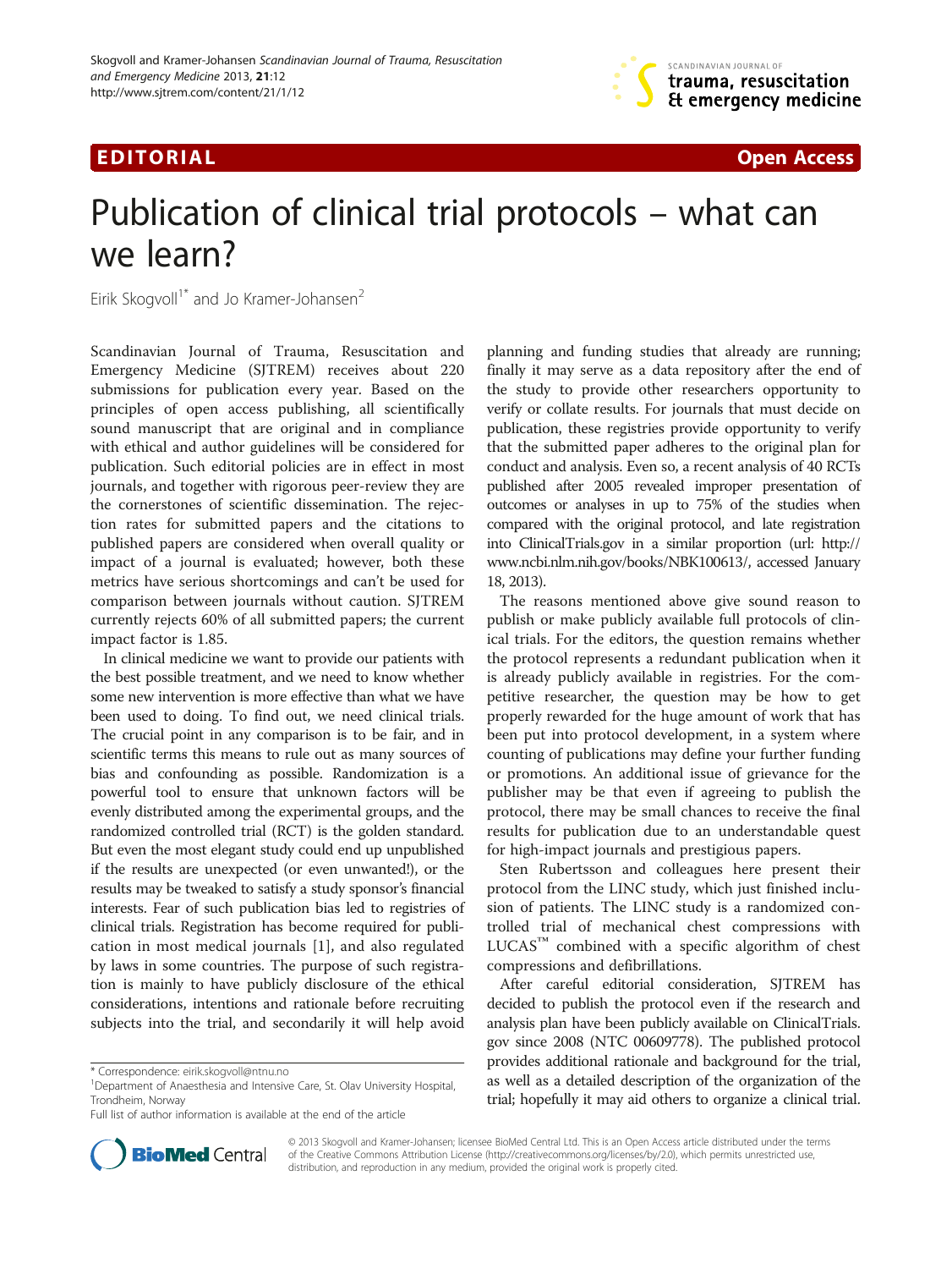EDITORIAL Open Access

# Publication of clinical trial protocols – what can we learn?

Eirik Skogvoll[1*] and Jo Kramer-Johansen[2]

Scandinavian Journal of Trauma, Resuscitation and Emergency Medicine (SJTREM) receives about 220 submissions for publication every year. Based on the principles of open access publishing, all scientifically sound manuscript that are original and in compliance with ethical and author guidelines will be considered for publication. Such editorial policies are in effect in most journals, and together with rigorous peer-review they are the cornerstones of scientific dissemination. The rejection rates for submitted papers and the citations to published papers are considered when overall quality or impact of a journal is evaluated; however, both these metrics have serious shortcomings and can't be used for comparison between journals without caution. SJTREM currently rejects 60% of all submitted papers; the current impact factor is 1.85.

In clinical medicine we want to provide our patients with the best possible treatment, and we need to know whether some new intervention is more effective than what we have been used to doing. To find out, we need clinical trials. The crucial point in any comparison is to be fair, and in scientific terms this means to rule out as many sources of bias and confounding as possible. Randomization is a powerful tool to ensure that unknown factors will be evenly distributed among the experimental groups, and the randomized controlled trial (RCT) is the golden standard. But even the most elegant study could end up unpublished if the results are unexpected (or even unwanted!), or the results may be tweaked to satisfy a study sponsor's financial interests. Fear of such publication bias led to registries of clinical trials. Registration has become required for publication in most medical journals [1], and also regulated by laws in some countries. The purpose of such registration is mainly to have publicly disclosure of the ethical considerations, intentions and rationale before recruiting subjects into the trial, and secondarily it will help avoid planning and funding studies that already are running; finally it may serve as a data repository after the end of the study to provide other researchers opportunity to verify or collate results. For journals that must decide on publication, these registries provide opportunity to verify that the submitted paper adheres to the original plan for conduct and analysis. Even so, a recent analysis of 40 RCTs published after 2005 revealed improper presentation of outcomes or analyses in up to 75% of the studies when compared with the original protocol, and late registration into ClinicalTrials.gov in a similar proportion (url: http://www.ncbi.nlm.nih.gov/books/NBK100613/, accessed January 18, 2013).

The reasons mentioned above give sound reason to publish or make publicly available full protocols of clinical trials. For the editors, the question remains whether the protocol represents a redundant publication when it is already publicly available in registries. For the competitive researcher, the question may be how to get properly rewarded for the huge amount of work that has been put into protocol development, in a system where counting of publications may define your further funding or promotions. An additional issue of grievance for the publisher may be that even if agreeing to publish the protocol, there may be small chances to receive the final results for publication due to an understandable quest for high-impact journals and prestigious papers.

Sten Rubertsson and colleagues here present their protocol from the LINC study, which just finished inclusion of patients. The LINC study is a randomized controlled trial of mechanical chest compressions with LUCAS™ combined with a specific algorithm of chest compressions and defibrillations.

After careful editorial consideration, SJTREM has decided to publish the protocol even if the research and analysis plan have been publicly available on ClinicalTrials.gov since 2008 (NTC 00609778). The published protocol provides additional rationale and background for the trial, as well as a detailed description of the organization of the trial; hopefully it may aid others to organize a clinical trial.

\* Correspondence: eirik.skogvoll@ntnu.no

[1]Department of Anaesthesia and Intensive Care, St. Olav University Hospital, Trondheim, Norway

Full list of author information is available at the end of the article

© 2013 Skogvoll and Kramer-Johansen; licensee BioMed Central Ltd. This is an Open Access article distributed under the terms of the Creative Commons Attribution License (http://creativecommons.org/licenses/by/2.0), which permits unrestricted use, distribution, and reproduction in any medium, provided the original work is properly cited.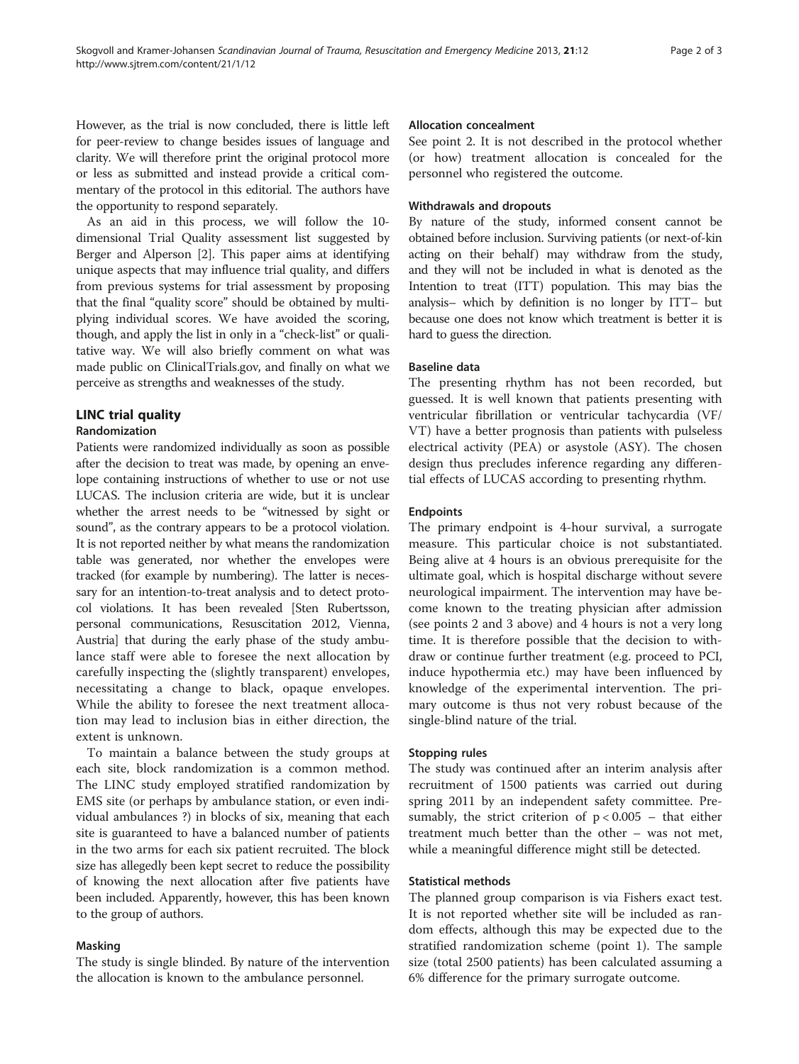However, as the trial is now concluded, there is little left for peer-review to change besides issues of language and clarity. We will therefore print the original protocol more or less as submitted and instead provide a critical commentary of the protocol in this editorial. The authors have the opportunity to respond separately.

As an aid in this process, we will follow the 10-dimensional Trial Quality assessment list suggested by Berger and Alperson [2]. This paper aims at identifying unique aspects that may influence trial quality, and differs from previous systems for trial assessment by proposing that the final "quality score" should be obtained by multiplying individual scores. We have avoided the scoring, though, and apply the list in only in a "check-list" or qualitative way. We will also briefly comment on what was made public on ClinicalTrials.gov, and finally on what we perceive as strengths and weaknesses of the study.

## LINC trial quality

### Randomization

Patients were randomized individually as soon as possible after the decision to treat was made, by opening an envelope containing instructions of whether to use or not use LUCAS. The inclusion criteria are wide, but it is unclear whether the arrest needs to be "witnessed by sight or sound", as the contrary appears to be a protocol violation. It is not reported neither by what means the randomization table was generated, nor whether the envelopes were tracked (for example by numbering). The latter is necessary for an intention-to-treat analysis and to detect protocol violations. It has been revealed [Sten Rubertsson, personal communications, Resuscitation 2012, Vienna, Austria] that during the early phase of the study ambulance staff were able to foresee the next allocation by carefully inspecting the (slightly transparent) envelopes, necessitating a change to black, opaque envelopes. While the ability to foresee the next treatment allocation may lead to inclusion bias in either direction, the extent is unknown.

To maintain a balance between the study groups at each site, block randomization is a common method. The LINC study employed stratified randomization by EMS site (or perhaps by ambulance station, or even individual ambulances ?) in blocks of six, meaning that each site is guaranteed to have a balanced number of patients in the two arms for each six patient recruited. The block size has allegedly been kept secret to reduce the possibility of knowing the next allocation after five patients have been included. Apparently, however, this has been known to the group of authors.

### Masking

The study is single blinded. By nature of the intervention the allocation is known to the ambulance personnel.

### Allocation concealment

See point 2. It is not described in the protocol whether (or how) treatment allocation is concealed for the personnel who registered the outcome.

### Withdrawals and dropouts

By nature of the study, informed consent cannot be obtained before inclusion. Surviving patients (or next-of-kin acting on their behalf) may withdraw from the study, and they will not be included in what is denoted as the Intention to treat (ITT) population. This may bias the analysis– which by definition is no longer by ITT– but because one does not know which treatment is better it is hard to guess the direction.

### Baseline data

The presenting rhythm has not been recorded, but guessed. It is well known that patients presenting with ventricular fibrillation or ventricular tachycardia (VF/VT) have a better prognosis than patients with pulseless electrical activity (PEA) or asystole (ASY). The chosen design thus precludes inference regarding any differential effects of LUCAS according to presenting rhythm.

### Endpoints

The primary endpoint is 4-hour survival, a surrogate measure. This particular choice is not substantiated. Being alive at 4 hours is an obvious prerequisite for the ultimate goal, which is hospital discharge without severe neurological impairment. The intervention may have become known to the treating physician after admission (see points 2 and 3 above) and 4 hours is not a very long time. It is therefore possible that the decision to withdraw or continue further treatment (e.g. proceed to PCI, induce hypothermia etc.) may have been influenced by knowledge of the experimental intervention. The primary outcome is thus not very robust because of the single-blind nature of the trial.

### Stopping rules

The study was continued after an interim analysis after recruitment of 1500 patients was carried out during spring 2011 by an independent safety committee. Presumably, the strict criterion of $p < 0.005$ – that either treatment much better than the other – was not met, while a meaningful difference might still be detected.

### Statistical methods

The planned group comparison is via Fishers exact test. It is not reported whether site will be included as random effects, although this may be expected due to the stratified randomization scheme (point 1). The sample size (total 2500 patients) has been calculated assuming a 6% difference for the primary surrogate outcome.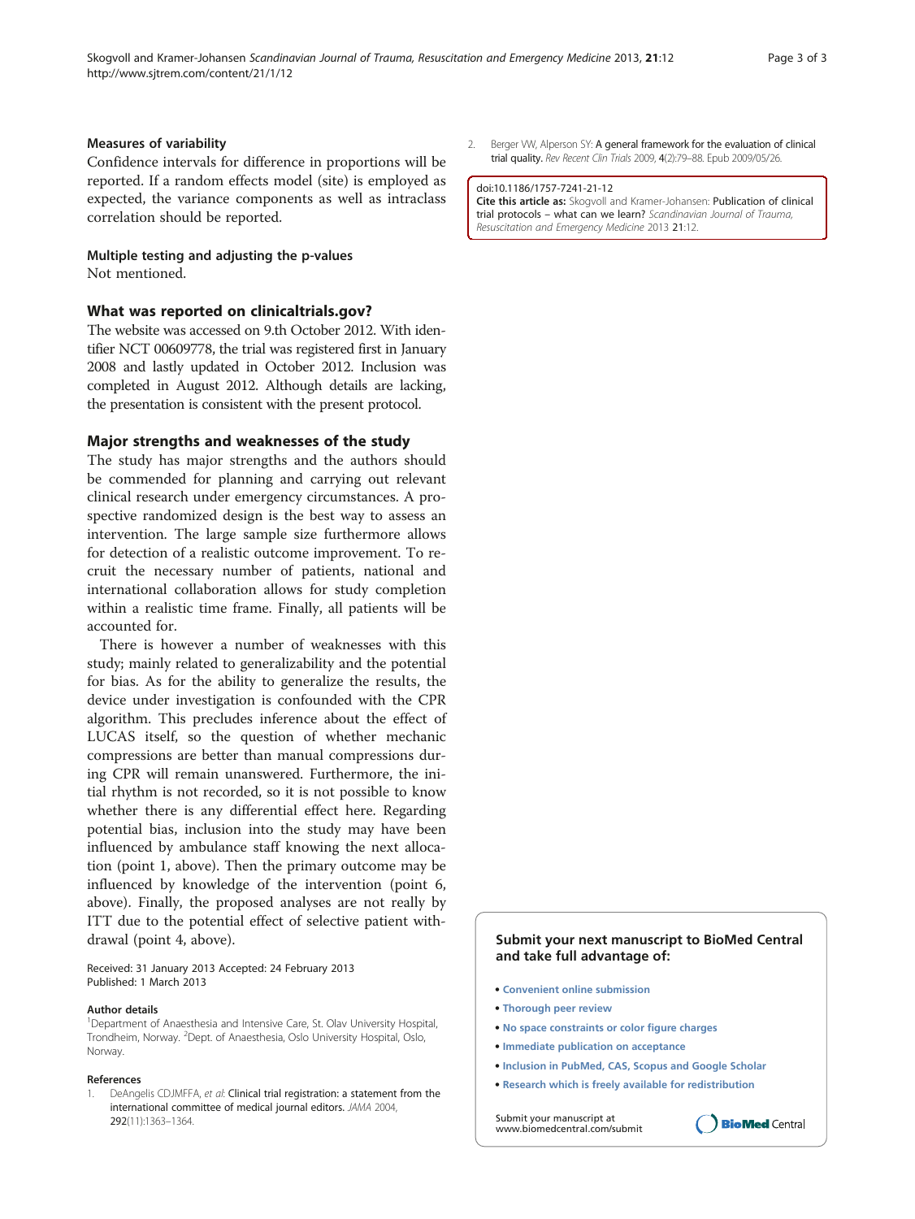### Measures of variability

Confidence intervals for difference in proportions will be reported. If a random effects model (site) is employed as expected, the variance components as well as intraclass correlation should be reported.

### Multiple testing and adjusting the p-values

Not mentioned.

## What was reported on clinicaltrials.gov?

The website was accessed on 9.th October 2012. With identifier NCT 00609778, the trial was registered first in January 2008 and lastly updated in October 2012. Inclusion was completed in August 2012. Although details are lacking, the presentation is consistent with the present protocol.

## Major strengths and weaknesses of the study

The study has major strengths and the authors should be commended for planning and carrying out relevant clinical research under emergency circumstances. A prospective randomized design is the best way to assess an intervention. The large sample size furthermore allows for detection of a realistic outcome improvement. To recruit the necessary number of patients, national and international collaboration allows for study completion within a realistic time frame. Finally, all patients will be accounted for.

There is however a number of weaknesses with this study; mainly related to generalizability and the potential for bias. As for the ability to generalize the results, the device under investigation is confounded with the CPR algorithm. This precludes inference about the effect of LUCAS itself, so the question of whether mechanic compressions are better than manual compressions during CPR will remain unanswered. Furthermore, the initial rhythm is not recorded, so it is not possible to know whether there is any differential effect here. Regarding potential bias, inclusion into the study may have been influenced by ambulance staff knowing the next allocation (point 1, above). Then the primary outcome may be influenced by knowledge of the intervention (point 6, above). Finally, the proposed analyses are not really by ITT due to the potential effect of selective patient withdrawal (point 4, above).

Received: 31 January 2013 Accepted: 24 February 2013
Published: 1 March 2013

### Author details

[1]Department of Anaesthesia and Intensive Care, St. Olav University Hospital, Trondheim, Norway. [2]Dept. of Anaesthesia, Oslo University Hospital, Oslo, Norway.

### References

1. DeAngelis CDJMFFA, *et al*: **Clinical trial registration: a statement from the international committee of medical journal editors.** *JAMA* 2004, **292**(11):1363–1364.
2. Berger VW, Alperson SY: **A general framework for the evaluation of clinical trial quality.** *Rev Recent Clin Trials* 2009, **4**(2):79–88. Epub 2009/05/26.

doi:10.1186/1757-7241-21-12
**Cite this article as:** Skogvoll and Kramer-Johansen: **Publication of clinical trial protocols – what can we learn?** *Scandinavian Journal of Trauma, Resuscitation and Emergency Medicine* 2013 **21**:12.

**Submit your next manuscript to BioMed Central and take full advantage of:**

- Convenient online submission
- Thorough peer review
- No space constraints or color figure charges
- Immediate publication on acceptance
- Inclusion in PubMed, CAS, Scopus and Google Scholar
- Research which is freely available for redistribution

Submit your manuscript at
www.biomedcentral.com/submit

BioMed Central